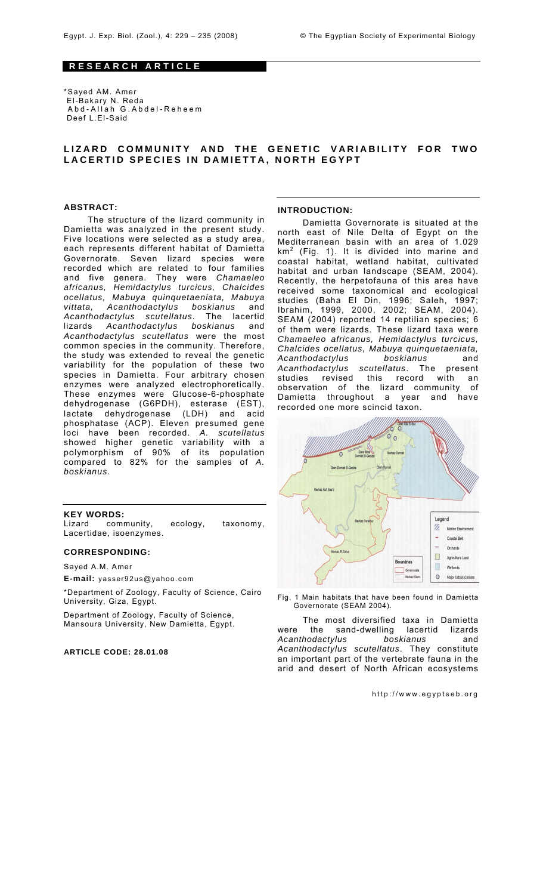**RESEARCH ARTICLE**

*Sayed AM. Amer
El-Bakary N. Reda
Abd-Allah G.Abdel-Reheem
Deef L.El-Said

# LIZARD COMMUNITY AND THE GENETIC VARIABILITY FOR TWO LACERTID SPECIES IN DAMIETTA, NORTH EGYPT

## ABSTRACT:

The structure of the lizard community in Damietta was analyzed in the present study. Five locations were selected as a study area, each represents different habitat of Damietta Governorate. Seven lizard species were recorded which are related to four families and five genera. They were *Chamaeleo africanus, Hemidactylus turcicus, Chalcides ocellatus, Mabuya quinquetaeniata, Mabuya vittata, Acanthodactylus boskianus* and *Acanthodactylus scutellatus*. The lacertid lizards *Acanthodactylus boskianus* and *Acanthodactylus scutellatus* were the most common species in the community. Therefore, the study was extended to reveal the genetic variability for the population of these two species in Damietta. Four arbitrary chosen enzymes were analyzed electrophoretically. These enzymes were Glucose-6-phosphate dehydrogenase (G6PDH), esterase (EST), lactate dehydrogenase (LDH) and acid phosphatase (ACP). Eleven presumed gene loci have been recorded. *A. scutellatus* showed higher genetic variability with a polymorphism of 90% of its population compared to 82% for the samples of *A. boskianus.*

## KEY WORDS:

Lizard community, ecology, taxonomy, Lacertidae, isoenzymes.

## CORRESPONDING:

Sayed A.M. Amer

**E-mail:** yasser92us@yahoo.com

*Department of Zoology, Faculty of Science, Cairo University, Giza, Egypt.

Department of Zoology, Faculty of Science, Mansoura University, New Damietta, Egypt.

**ARTICLE CODE: 28.01.08**

## INTRODUCTION:

Damietta Governorate is situated at the north east of Nile Delta of Egypt on the Mediterranean basin with an area of 1.029 km$^2$ (Fig. 1). It is divided into marine and coastal habitat, wetland habitat, cultivated habitat and urban landscape (SEAM, 2004). Recently, the herpetofauna of this area have received some taxonomical and ecological studies (Baha El Din, 1996; Saleh, 1997; Ibrahim, 1999, 2000, 2002; SEAM, 2004). SEAM (2004) reported 14 reptilian species; 6 of them were lizards. These lizard taxa were *Chamaeleo africanus, Hemidactylus turcicus, Chalcides ocellatus, Mabuya quinquetaeniata, Acanthodactylus boskianus* and *Acanthodactylus scutellatus*. The present studies revised this record with an observation of the lizard community of Damietta throughout a year and have recorded one more scincid taxon.

Ezbet Ras El-Bar
Qism Mina Dumyat El-Gedida
Markaz Domiat
Qism Domiat El-Gedida
Qism Domiat
Markaz Kafr Saad
Markaz Faraskur
Markaz El-Zarka
Legend
Marine Environment
Coastal Belt
Orchards
Agriculture Land
Wetlands
Major Urban Centers
Boundries
Governorate
Markaz/Qism

Fig. 1 Main habitats that have been found in Damietta Governorate (SEAM 2004).

The most diversified taxa in Damietta were the sand-dwelling lacertid lizards *Acanthodactylus boskianus* and *Acanthodactylus scutellatus*. They constitute an important part of the vertebrate fauna in the arid and desert of North African ecosystems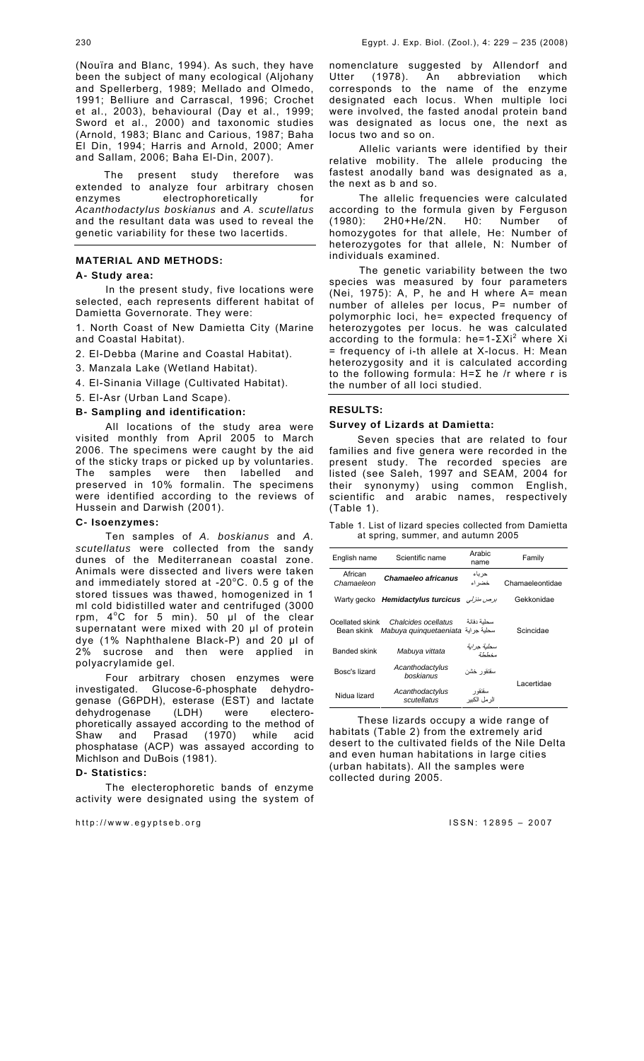(Nouïra and Blanc, 1994). As such, they have been the subject of many ecological (Aljohany and Spellerberg, 1989; Mellado and Olmedo, 1991; Belliure and Carrascal, 1996; Crochet et al., 2003), behavioural (Day et al., 1999; Sword et al., 2000) and taxonomic studies (Arnold, 1983; Blanc and Carious, 1987; Baha El Din, 1994; Harris and Arnold, 2000; Amer and Sallam, 2006; Baha El-Din, 2007).

The present study therefore was extended to analyze four arbitrary chosen enzymes electrophoretically for *Acanthodactylus boskianus* and *A. scutellatus* and the resultant data was used to reveal the genetic variability for these two lacertids.

## MATERIAL AND METHODS:

### A- Study area:

In the present study, five locations were selected, each represents different habitat of Damietta Governorate. They were:

1. North Coast of New Damietta City (Marine and Coastal Habitat).
2. El-Debba (Marine and Coastal Habitat).
3. Manzala Lake (Wetland Habitat).
4. El-Sinania Village (Cultivated Habitat).
5. El-Asr (Urban Land Scape).

### B- Sampling and identification:

All locations of the study area were visited monthly from April 2005 to March 2006. The specimens were caught by the aid of the sticky traps or picked up by voluntaries. The samples were then labelled and preserved in 10% formalin. The specimens were identified according to the reviews of Hussein and Darwish (2001).

### C- Isoenzymes:

Ten samples of *A. boskianus* and *A. scutellatus* were collected from the sandy dunes of the Mediterranean coastal zone. Animals were dissected and livers were taken and immediately stored at -20°C. 0.5 g of the stored tissues was thawed, homogenized in 1 ml cold bidistilled water and centrifuged (3000 rpm, 4°C for 5 min). 50 µl of the clear supernatant were mixed with 20 µl of protein dye (1% Naphthalene Black-P) and 20 µl of 2% sucrose and then were applied in polyacrylamide gel.

Four arbitrary chosen enzymes were investigated. Glucose-6-phosphate dehydrogenase (G6PDH), esterase (EST) and lactate dehydrogenase (LDH) were electerophoretically assayed according to the method of Shaw and Prasad (1970) while acid phosphatase (ACP) was assayed according to Michlson and DuBois (1981).

### D- Statistics:

The electerophoretic bands of enzyme activity were designated using the system of nomenclature suggested by Allendorf and Utter (1978). An abbreviation which corresponds to the name of the enzyme designated each locus. When multiple loci were involved, the fasted anodal protein band was designated as locus one, the next as locus two and so on.

Allelic variants were identified by their relative mobility. The allele producing the fastest anodally band was designated as a, the next as b and so.

The allelic frequencies were calculated according to the formula given by Ferguson (1980): 2H0+He/2N. H0: Number of homozygotes for that allele, He: Number of heterozygotes for that allele, N: Number of individuals examined.

The genetic variability between the two species was measured by four parameters (Nei, 1975): A, P, he and H where A= mean number of alleles per locus, P= number of polymorphic loci, he= expected frequency of heterozygotes per locus. he was calculated according to the formula: $he=1-\Sigma Xi^2$ where Xi = frequency of i-th allele at X-locus. H: Mean heterozygosity and it is calculated according to the following formula: $H=\Sigma\ he/r$ where r is the number of all loci studied.

## RESULTS:

### Survey of Lizards at Damietta:

Seven species that are related to four families and five genera were recorded in the present study. The recorded species are listed (see Saleh, 1997 and SEAM, 2004 for their synonymy) using common English, scientific and arabic names, respectively (Table 1).

Table 1. List of lizard species collected from Damietta at spring, summer, and autumn 2005

| English name | Scientific name | Arabic name | Family |
|---|---|---|---|
| African Chamaeleon | ***Chamaeleo africanus*** | حرباء خضراء | Chamaeleontidae |
| Warty gecko | ***Hemidactylus turcicus*** | برص منزلي | Gekkonidae |
| Ocellated skink | *Chalcides ocellatus* | سحلية دفانة | Scincidae |
| Bean skink | *Mabuya quinquetaeniata* | سحلية جراية | |
| Banded skink | *Mabuya vittata* | سحلية جراية مخططة | |
| Bosc's lizard | *Acanthodactylus boskianus* | سقنقور خشن | Lacertidae |
| Nidua lizard | *Acanthodactylus scutellatus* | سقنقور الرمل الكبير | |

These lizards occupy a wide range of habitats (Table 2) from the extremely arid desert to the cultivated fields of the Nile Delta and even human habitations in large cities (urban habitats). All the samples were collected during 2005.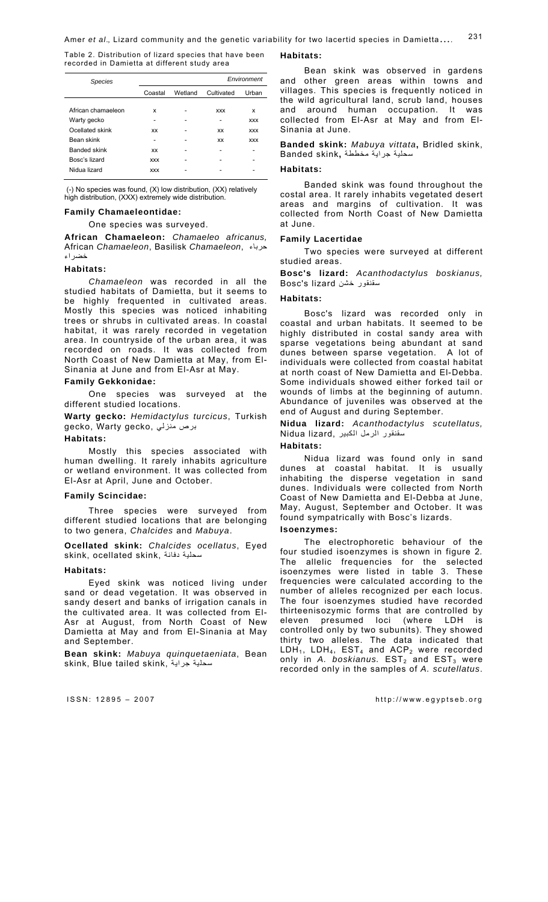Table 2. Distribution of lizard species that have been recorded in Damietta at different study area

| Species | Environment | | | |
|---|---|---|---|---|
| | Coastal | Wetland | Cultivated | Urban |
| African chamaeleon | x | - | xxx | x |
| Warty gecko | - | - | - | xxx |
| Ocellated skink | xx | - | xx | xxx |
| Bean skink | - | - | xx | xxx |
| Banded skink | xx | - | - | - |
| Bosc's lizard | xxx | - | - | - |
| Nidua lizard | xxx | - | - | - |

(-) No species was found, (X) low distribution, (XX) relatively high distribution, (XXX) extremely wide distribution.

### Family Chamaeleontidae:

One species was surveyed.

**African Chamaeleon:** *Chamaeleo africanus,* African *Chamaeleon*, Basilisk *Chamaeleon*, حرباء خضراء

#### Habitats:

*Chamaeleon* was recorded in all the studied habitats of Damietta, but it seems to be highly frequented in cultivated areas. Mostly this species was noticed inhabiting trees or shrubs in cultivated areas. In coastal habitat, it was rarely recorded in vegetation area. In countryside of the urban area, it was recorded on roads. It was collected from North Coast of New Damietta at May, from El-Sinania at June and from El-Asr at May.

### Family Gekkonidae:

One species was surveyed at the different studied locations.

**Warty gecko:** *Hemidactylus turcicus*, Turkish gecko, Warty gecko, برص منزلي

#### Habitats:

Mostly this species associated with human dwelling. It rarely inhabits agriculture or wetland environment. It was collected from El-Asr at April, June and October.

### Family Scincidae:

Three species were surveyed from different studied locations that are belonging to two genera, *Chalcides* and *Mabuya*.

**Ocellated skink:** *Chalcides ocellatus*, Eyed skink, ocellated skink, سحلية دفانة

#### Habitats:

Eyed skink was noticed living under sand or dead vegetation. It was observed in sandy desert and banks of irrigation canals in the cultivated area. It was collected from El-Asr at August, from North Coast of New Damietta at May and from El-Sinania at May and September.

**Bean skink:** *Mabuya quinquetaeniata*, Bean skink, Blue tailed skink, سحلية جراية

#### Habitats:

Bean skink was observed in gardens and other green areas within towns and villages. This species is frequently noticed in the wild agricultural land, scrub land, houses and around human occupation. It was collected from El-Asr at May and from El-Sinania at June.

**Banded skink:** *Mabuya vittata***,** Bridled skink, Banded skink**,** سحلية جراية مخططة

#### Habitats:

Banded skink was found throughout the costal area. It rarely inhabits vegetated desert areas and margins of cultivation. It was collected from North Coast of New Damietta at June.

### Family Lacertidae

Two species were surveyed at different studied areas.

**Bosc's lizard:** *Acanthodactylus boskianus,* Bosc's lizard سقنقور خشن

#### Habitats:

Bosc's lizard was recorded only in coastal and urban habitats. It seemed to be highly distributed in costal sandy area with sparse vegetations being abundant at sand dunes between sparse vegetation. A lot of individuals were collected from coastal habitat at north coast of New Damietta and El-Debba. Some individuals showed either forked tail or wounds of limbs at the beginning of autumn. Abundance of juveniles was observed at the end of August and during September.

**Nidua lizard:** *Acanthodactylus scutellatus,* Nidua lizard, سقنقور الرمل الكبير

#### Habitats:

Nidua lizard was found only in sand dunes at coastal habitat. It is usually inhabiting the disperse vegetation in sand dunes. Individuals were collected from North Coast of New Damietta and El-Debba at June, May, August, September and October. It was found sympatrically with Bosc's lizards.

### Isoenzymes:

The electrophoretic behaviour of the four studied isoenzymes is shown in figure 2. The allelic frequencies for the selected isoenzymes were listed in table 3. These frequencies were calculated according to the number of alleles recognized per each locus. The four isoenzymes studied have recorded thirteenisozymic forms that are controlled by eleven presumed loci (where LDH is controlled only by two subunits). They showed thirty two alleles. The data indicated that $LDH_1$, $LDH_4$, $EST_4$ and $ACP_2$ were recorded only in *A. boskianus.* $EST_2$ and $EST_3$ were recorded only in the samples of *A. scutellatus*.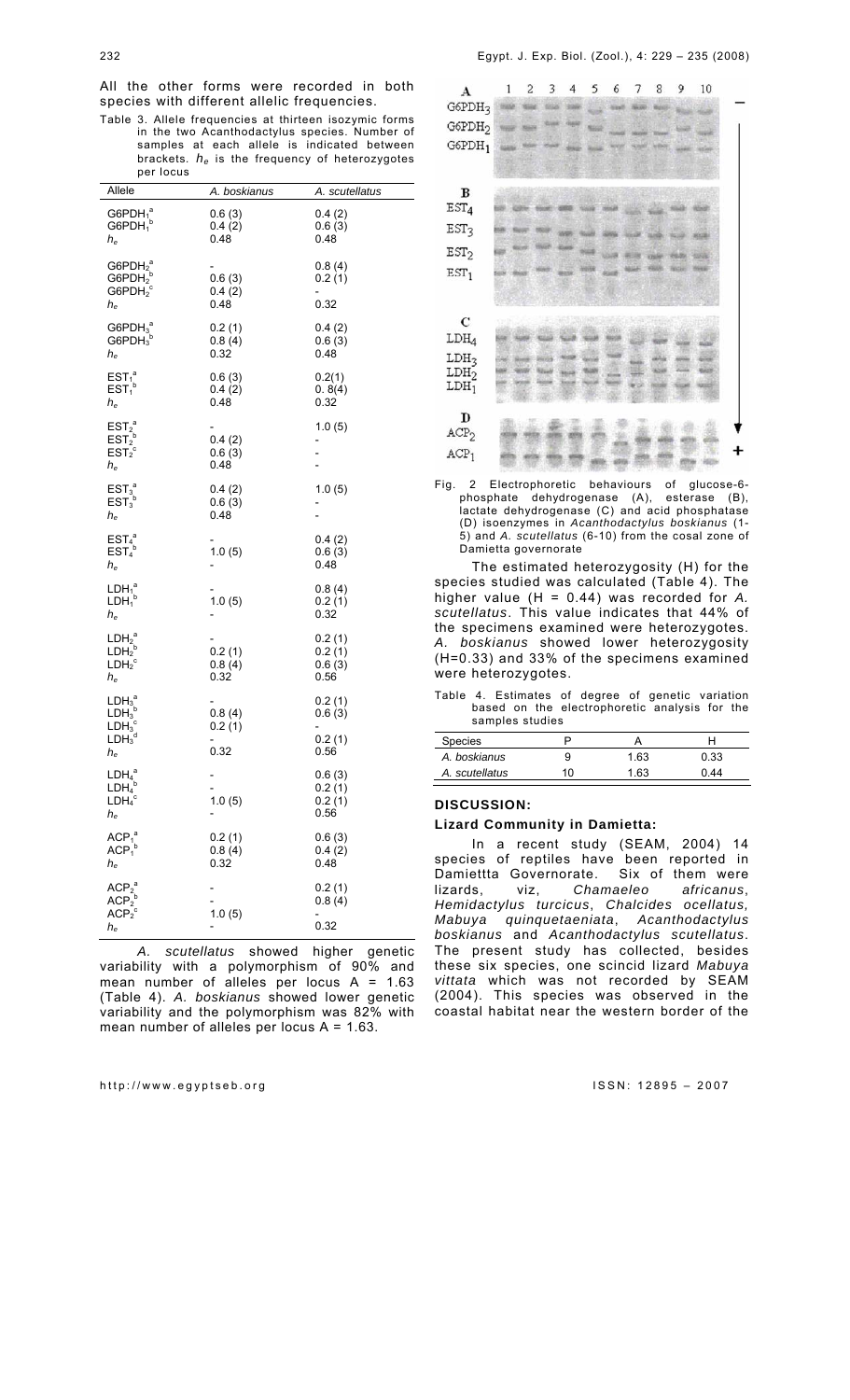All the other forms were recorded in both species with different allelic frequencies.

Table 3. Allele frequencies at thirteen isozymic forms in the two Acanthodactylus species. Number of samples at each allele is indicated between brackets. $h_e$ is the frequency of heterozygotes per locus

| Allele | *A. boskianus* | *A. scutellatus* |
|---|---|---|
| $G6PDH_1^a$ | 0.6 (3) | 0.4 (2) |
| $G6PDH_1^b$ | 0.4 (2) | 0.6 (3) |
| $h_e$ | 0.48 | 0.48 |
| $G6PDH_2^a$ | - | 0.8 (4) |
| $G6PDH_2^b$ | 0.6 (3) | 0.2 (1) |
| $G6PDH_2^c$ | 0.4 (2) | - |
| $h_e$ | 0.48 | 0.32 |
| $G6PDH_3^a$ | 0.2 (1) | 0.4 (2) |
| $G6PDH_3^b$ | 0.8 (4) | 0.6 (3) |
| $h_e$ | 0.32 | 0.48 |
| $EST_1^a$ | 0.6 (3) | 0.2(1) |
| $EST_1^b$ | 0.4 (2) | 0. 8(4) |
| $h_e$ | 0.48 | 0.32 |
| $EST_2^a$ | - | 1.0 (5) |
| $EST_2^b$ | 0.4 (2) | - |
| $EST_2^c$ | 0.6 (3) | - |
| $h_e$ | 0.48 | - |
| $EST_3^a$ | 0.4 (2) | 1.0 (5) |
| $EST_3^b$ | 0.6 (3) | - |
| $h_e$ | 0.48 | - |
| $EST_4^a$ | - | 0.4 (2) |
| $EST_4^b$ | 1.0 (5) | 0.6 (3) |
| $h_e$ | - | 0.48 |
| $LDH_1^a$ | - | 0.8 (4) |
| $LDH_1^b$ | 1.0 (5) | 0.2 (1) |
| $h_e$ | - | 0.32 |
| $LDH_2^a$ | - | 0.2 (1) |
| $LDH_2^b$ | 0.2 (1) | 0.2 (1) |
| $LDH_2^c$ | 0.8 (4) | 0.6 (3) |
| $h_e$ | 0.32 | 0.56 |
| $LDH_3^a$ | - | 0.2 (1) |
| $LDH_3^b$ | 0.8 (4) | 0.6 (3) |
| $LDH_3^c$ | 0.2 (1) | - |
| $LDH_3^d$ | - | 0.2 (1) |
| $h_e$ | 0.32 | 0.56 |
| $LDH_4^a$ | - | 0.6 (3) |
| $LDH_4^b$ | - | 0.2 (1) |
| $LDH_4^c$ | 1.0 (5) | 0.2 (1) |
| $h_e$ | - | 0.56 |
| $ACP_1^a$ | 0.2 (1) | 0.6 (3) |
| $ACP_1^b$ | 0.8 (4) | 0.4 (2) |
| $h_e$ | 0.32 | 0.48 |
| $ACP_2^a$ | - | 0.2 (1) |
| $ACP_2^b$ | - | 0.8 (4) |
| $ACP_2^c$ | 1.0 (5) | - |
| $h_e$ | - | 0.32 |

*A. scutellatus* showed higher genetic variability with a polymorphism of 90% and mean number of alleles per locus A = 1.63 (Table 4). *A. boskianus* showed lower genetic variability and the polymorphism was 82% with mean number of alleles per locus A = 1.63.

A 1 2 3 4 5 6 7 8 9 10
$G6PDH_3$
$G6PDH_2$
$G6PDH_1$
B
$EST_4$
$EST_3$
$EST_2$
$EST_1$
C
$LDH_4$
$LDH_3$
$LDH_2$
$LDH_1$
D
$ACP_2$
$ACP_1$
−
+

Fig. 2 Electrophoretic behaviours of glucose-6-phosphate dehydrogenase (A), esterase (B), lactate dehydrogenase (C) and acid phosphatase (D) isoenzymes in *Acanthodactylus boskianus* (1-5) and *A. scutellatus* (6-10) from the cosal zone of Damietta governorate

The estimated heterozygosity (H) for the species studied was calculated (Table 4). The higher value (H = 0.44) was recorded for *A. scutellatus*. This value indicates that 44% of the specimens examined were heterozygotes. *A. boskianus* showed lower heterozygosity (H=0.33) and 33% of the specimens examined were heterozygotes.

Table 4. Estimates of degree of genetic variation based on the electrophoretic analysis for the samples studies

| Species | P | A | H |
|---|---|---|---|
| *A. boskianus* | 9 | 1.63 | 0.33 |
| *A. scutellatus* | 10 | 1.63 | 0.44 |

## DISCUSSION:

### Lizard Community in Damietta:

In a recent study (SEAM, 2004) 14 species of reptiles have been reported in Damiettta Governorate. Six of them were lizards, viz, *Chamaeleo africanus*, *Hemidactylus turcicus*, *Chalcides ocellatus*, *Mabuya quinquetaeniata*, *Acanthodactylus boskianus* and *Acanthodactylus scutellatus*. The present study has collected, besides these six species, one scincid lizard *Mabuya vittata* which was not recorded by SEAM (2004). This species was observed in the coastal habitat near the western border of the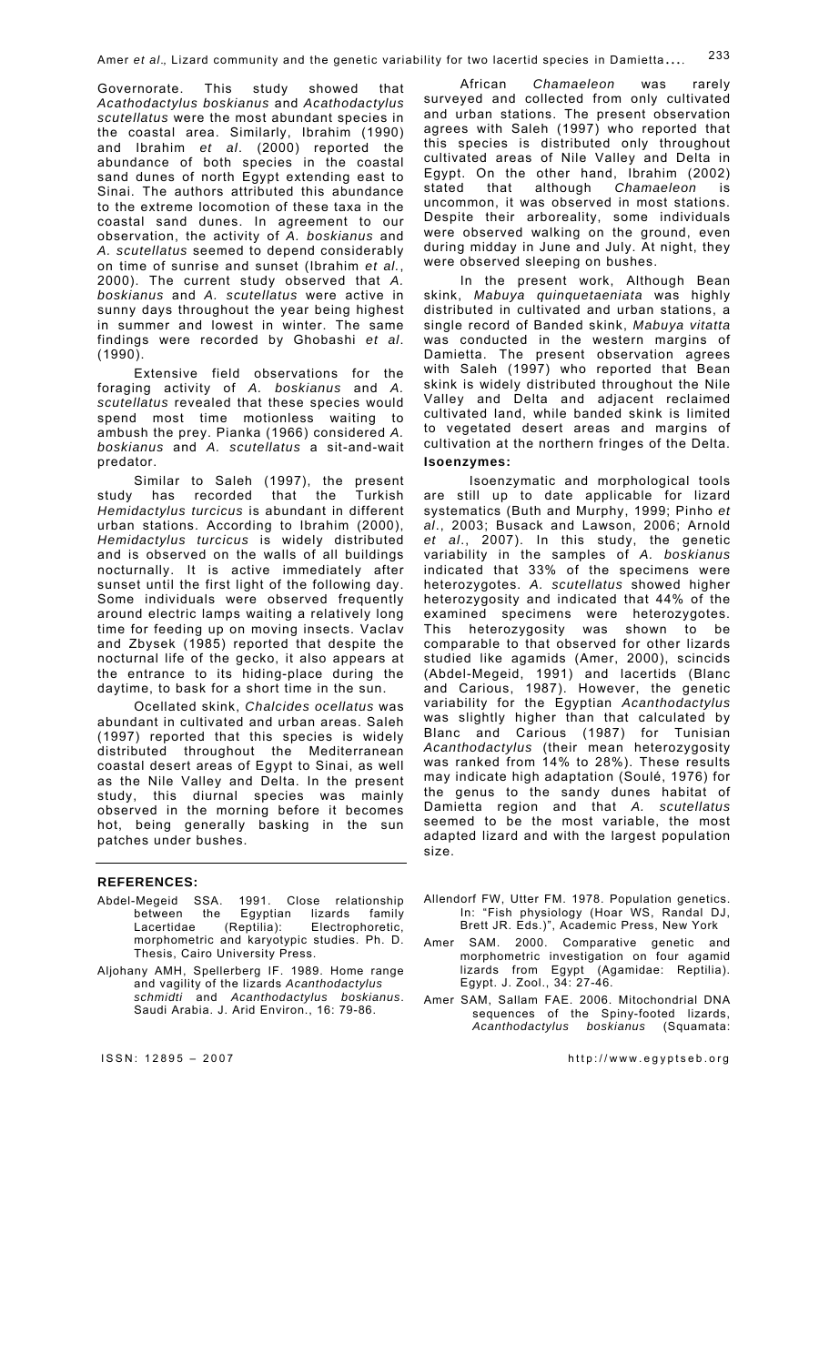Governorate. This study showed that *Acathodactylus boskianus* and *Acathodactylus scutellatus* were the most abundant species in the coastal area. Similarly, Ibrahim (1990) and Ibrahim *et al*. (2000) reported the abundance of both species in the coastal sand dunes of north Egypt extending east to Sinai. The authors attributed this abundance to the extreme locomotion of these taxa in the coastal sand dunes. In agreement to our observation, the activity of *A. boskianus* and *A. scutellatus* seemed to depend considerably on time of sunrise and sunset (Ibrahim *et al*., 2000). The current study observed that *A. boskianus* and *A. scutellatus* were active in sunny days throughout the year being highest in summer and lowest in winter. The same findings were recorded by Ghobashi *et al*. (1990).

Extensive field observations for the foraging activity of *A. boskianus* and *A. scutellatus* revealed that these species would spend most time motionless waiting to ambush the prey. Pianka (1966) considered *A. boskianus* and *A. scutellatus* a sit-and-wait predator.

Similar to Saleh (1997), the present study has recorded that the Turkish *Hemidactylus turcicus* is abundant in different urban stations. According to Ibrahim (2000), *Hemidactylus turcicus* is widely distributed and is observed on the walls of all buildings nocturnally. It is active immediately after sunset until the first light of the following day. Some individuals were observed frequently around electric lamps waiting a relatively long time for feeding up on moving insects. Vaclav and Zbysek (1985) reported that despite the nocturnal life of the gecko, it also appears at the entrance to its hiding-place during the daytime, to bask for a short time in the sun.

Ocellated skink, *Chalcides ocellatus* was abundant in cultivated and urban areas. Saleh (1997) reported that this species is widely distributed throughout the Mediterranean coastal desert areas of Egypt to Sinai, as well as the Nile Valley and Delta. In the present study, this diurnal species was mainly observed in the morning before it becomes hot, being generally basking in the sun patches under bushes.

African *Chamaeleon* was rarely surveyed and collected from only cultivated and urban stations. The present observation agrees with Saleh (1997) who reported that this species is distributed only throughout cultivated areas of Nile Valley and Delta in Egypt. On the other hand, Ibrahim (2002) stated that although *Chamaeleon* is uncommon, it was observed in most stations. Despite their arboreality, some individuals were observed walking on the ground, even during midday in June and July. At night, they were observed sleeping on bushes.

In the present work, Although Bean skink, *Mabuya quinquetaeniata* was highly distributed in cultivated and urban stations, a single record of Banded skink, *Mabuya vitatta* was conducted in the western margins of Damietta. The present observation agrees with Saleh (1997) who reported that Bean skink is widely distributed throughout the Nile Valley and Delta and adjacent reclaimed cultivated land, while banded skink is limited to vegetated desert areas and margins of cultivation at the northern fringes of the Delta.

### Isoenzymes:

Isoenzymatic and morphological tools are still up to date applicable for lizard systematics (Buth and Murphy, 1999; Pinho *et al*., 2003; Busack and Lawson, 2006; Arnold *et al*., 2007). In this study, the genetic variability in the samples of *A. boskianus* indicated that 33% of the specimens were heterozygotes. *A. scutellatus* showed higher heterozygosity and indicated that 44% of the examined specimens were heterozygotes. This heterozygosity was shown to be comparable to that observed for other lizards studied like agamids (Amer, 2000), scincids (Abdel-Megeid, 1991) and lacertids (Blanc and Carious, 1987). However, the genetic variability for the Egyptian *Acanthodactylus* was slightly higher than that calculated by Blanc and Carious (1987) for Tunisian *Acanthodactylus* (their mean heterozygosity was ranked from 14% to 28%). These results may indicate high adaptation (Soulé, 1976) for the genus to the sandy dunes habitat of Damietta region and that *A. scutellatus* seemed to be the most variable, the most adapted lizard and with the largest population size.

## REFERENCES:

Abdel-Megeid SSA. 1991. Close relationship between the Egyptian lizards family Lacertidae (Reptilia): Electrophoretic, morphometric and karyotypic studies. Ph. D. Thesis, Cairo University Press.

Aljohany AMH, Spellerberg IF. 1989. Home range and vagility of the lizards *Acanthodactylus schmidti* and *Acanthodactylus boskianus*. Saudi Arabia. J. Arid Environ., 16: 79-86.

Allendorf FW, Utter FM. 1978. Population genetics. In: "Fish physiology (Hoar WS, Randal DJ, Brett JR. Eds.)", Academic Press, New York

Amer SAM. 2000. Comparative genetic and morphometric investigation on four agamid lizards from Egypt (Agamidae: Reptilia). Egypt. J. Zool., 34: 27-46.

Amer SAM, Sallam FAE. 2006. Mitochondrial DNA sequences of the Spiny-footed lizards, *Acanthodactylus boskianus* (Squamata: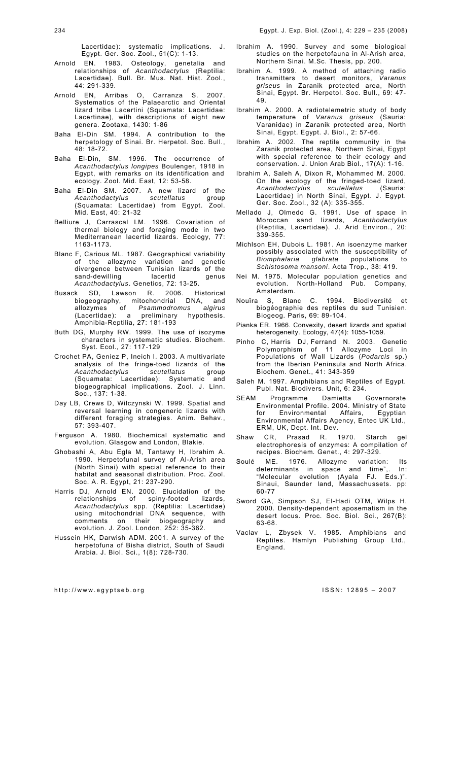Lacertidae): systematic implications. J. Egypt. Ger. Soc. Zool., 51(C): 1-13.

Arnold EN. 1983. Osteology, genetalia and relationships of *Acanthodactylus* (Reptilia: Lacertidae). Bull. Br. Mus. Nat. Hist. Zool., 44: 291-339.

Arnold EN, Arribas O, Carranza S. 2007. Systematics of the Palaearctic and Oriental lizard tribe Lacertini (Squamata: Lacertidae: Lacertinae), with descriptions of eight new genera. Zootaxa, 1430: 1-86

Baha El-Din SM. 1994. A contribution to the herpetology of Sinai. Br. Herpetol. Soc. Bull., 48: 18-72.

Baha El-Din, SM. 1996. The occurrence of *Acanthodactylus longipes* Boulenger, 1918 in Egypt, with remarks on its identification and ecology. Zool. Mid. East, 12: 53-58.

Baha El-Din SM. 2007. A new lizard of the *Acanthodactylus scutellatus* group (Squamata: Lacertidae) from Egypt. Zool. Mid. East, 40: 21-32

Belliure J, Carrascal LM. 1996. Covariation of thermal biology and foraging mode in two Mediterranean lacertid lizards. Ecology, 77: 1163-1173.

Blanc F, Carious ML. 1987. Geographical variability of the allozyme variation and genetic divergence between Tunisian lizards of the sand-dewilling lacertid genus *Acanthodactylus*. Genetics, 72: 13-25.

Busack SD, Lawson R. 2006. Historical biogeography, mitochondrial DNA, and allozymes of *Psammodromus algirus* (Lacertidae): a preliminary hypothesis. Amphibia-Reptilia, 27: 181-193

Buth DG, Murphy RW. 1999. The use of isozyme characters in systematic studies. Biochem. Syst. Ecol., 27: 117-129

Crochet PA, Geniez P, Ineich I. 2003. A multivariate analysis of the fringe-toed lizards of the *Acanthodactylus scutellatus* group (Squamata: Lacertidae): Systematic and biogeographical implications. Zool. J. Linn. Soc., 137: 1-38.

Day LB, Crews D, Wilczynski W. 1999. Spatial and reversal learning in congeneric lizards with different foraging strategies. Anim. Behav., 57: 393-407.

Ferguson A. 1980. Biochemical systematic and evolution. Glasgow and London, Blakie.

Ghobashi A, Abu Egla M, Tantawy H, Ibrahim A. 1990. Herpetofunal survey of Al-Arish area (North Sinai) with special reference to their habitat and seasonal distribution. Proc. Zool. Soc. A. R. Egypt, 21: 237-290.

Harris DJ, Arnold EN. 2000. Elucidation of the relationships of spiny-footed lizards, *Acanthodactylus* spp. (Reptilia: Lacertidae) using mitochondrial DNA sequence, with comments on their biogeography and evolution. J. Zool. London, 252: 35-362.

Hussein HK, Darwish ADM. 2001. A survey of the herpetofuna of Bisha district, South of Saudi Arabia. J. Biol. Sci., 1(8): 728-730.

Ibrahim A. 1990. Survey and some biological studies on the herpetofauna in Al-Arish area, Northern Sinai. M.Sc. Thesis, pp. 200.

Ibrahim A. 1999. A method of attaching radio transmitters to desert monitors, *Varanus griseus* in Zaranik protected area, North Sinai, Egypt. Br. Herpetol. Soc. Bull., 69: 47-49.

Ibrahim A. 2000. A radiotelemetric study of body temperature of *Varanus griseus* (Sauria: Varanidae) in Zaranik protected area, North Sinai, Egypt. Egypt. J. Biol., 2: 57-66.

Ibrahim A. 2002. The reptile community in the Zaranik protected area, Northern Sinai, Egypt with special reference to their ecology and conservation. J. Union Arab Biol., 17(A): 1-16.

Ibrahim A, Saleh A, Dixon R, Mohammed M. 2000. On the ecology of the fringed-toed lizard, *Acanthodactylus scutellatus* (Sauria: Lacertidae) in North Sinai, Egypt. J. Egypt. Ger. Soc. Zool., 32 (A): 335-355.

Mellado J, Olmedo G. 1991. Use of space in Moroccan sand lizards, *Acanthodactylus* (Reptilia, Lacertidae). J. Arid Environ., 20: 339-355.

Michlson EH, Dubois L. 1981. An isoenzyme marker possibly associated with the susceptibility of *Biomphalaria glabrata* populations to *Schistosoma mansoni*. Acta Trop., 38: 419.

Nei M. 1975. Molecular population genetics and evolution. North-Holland Pub. Company, Amsterdam.

Nouïra S, Blanc C. 1994. Biodiversité et biogéographie des reptiles du sud Tunisien. Biogeog. Paris, 69: 89-104.

Pianka ER. 1966. Convexity, desert lizards and spatial heterogeneity. Ecology, 47(4): 1055-1059.

Pinho C, Harris DJ, Ferrand N. 2003. Genetic Polymorphism of 11 Allozyme Loci in Populations of Wall Lizards (*Podarcis* sp.) from the Iberian Peninsula and North Africa. Biochem. Genet., 41: 343-359

Saleh M. 1997. Amphibians and Reptiles of Egypt. Publ. Nat. Biodivers. Unit, 6: 234.

SEAM Programme Damietta Governorate Environmental Profile. 2004. Ministry of State for Environmental Affairs, Egyptian Environmental Affairs Agency, Entec UK Ltd., ERM, UK, Dept. Int. Dev.

Shaw CR, Prasad R. 1970. Starch gel electrophoresis of enzymes: A compilation of recipes. Biochem. Genet., 4: 297-329.

Soulé ME. 1976. Allozyme variation: Its determinants in space and time",. In: "Molecular evolution (Ayala FJ. Eds.)". Sinaui, Saunder land, Massachussets. pp: 60-77

Sword GA, Simpson SJ, El-Hadi OTM, Wilps H. 2000. Density-dependent aposematism in the desert locus. Proc. Soc. Biol. Sci., 267(B): 63-68.

Vaclav L, Zbysek V. 1985. Amphibians and Reptiles. Hamlyn Publishing Group Ltd., England.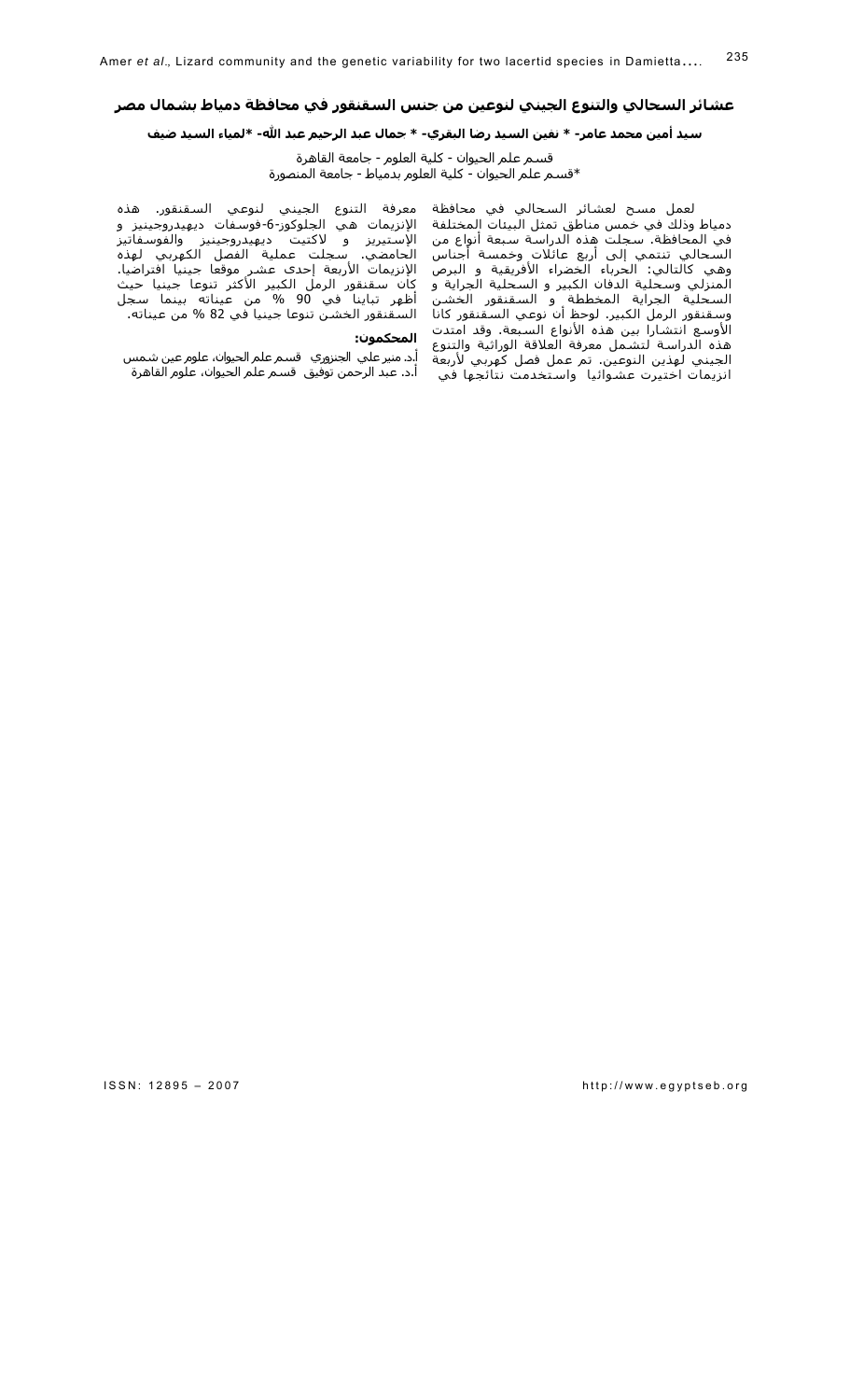# عشائر السحالي والتنوع الجيني لنوعين من جنس السقنقور في محافظة دمياط بشمال مصر

**سيد أمين محمد عامر- * نفين السيد رضا البقري- * جمال عبد الرحيم عبد الله- *لمياء السيد ضيف**

قسم علم الحيوان - كلية العلوم - جامعة القاهرة

*قسم علم الحيوان - كلية العلوم بدمياط - جامعة المنصورة

لعمل مسح لعشائر السحالي في محافظة دمياط وذلك في خمس مناطق تمثل البيئات المختلفة في المحافظة. سجلت هذه الدراسة سبعة أنواع من السحالي تنتمي إلى أربع عائلات وخمسة أجناس وهي كالتالي: الحرباء الخضراء الأفريقية و البرص المنزلي وسحلية الدفان الكبير و السحلية الجراية و السحلية الجراية المخططة و السقنقور الخشن وسقنقور الرمل الكبير. لوحظ أن نوعي السقنقور كانا الأوسع انتشارا بين هذه الأنواع السبعة. وقد امتدت هذه الدراسة لتشمل معرفة العلاقة الوراثية والتنوع الجيني لهذين النوعين. تم عمل فصل كهربي لأربعة انزيمات اختيرت عشوائيا واستخدمت نتائجها في معرفة التنوع الجيني لنوعي السقنقور. هذه الإنزيمات هي الجلوكوز-6-فوسفات ديهيدروجينيز و الإستيريز و لاكتيت ديهيدروجينيز والفوسفاتيز الحامضي. سجلت عملية الفصل الكهربي لهذه الإنزيمات الأربعة إحدى عشر موقعا جينيا افتراضيا. كان سقنقور الرمل الكبير الأكثر تنوعا جينيا حيث أظهر تباينا في 90 % من عيناته بينما سجل السقنقور الخشن تنوعا جينيا في 82 % من عيناته.

**المحكمون:**

أ.د. منير علي الجنزوري قسم علم الحيوان، علوم عين شمس

أ.د. عبد الرحمن توفيق قسم علم الحيوان، علوم القاهرة